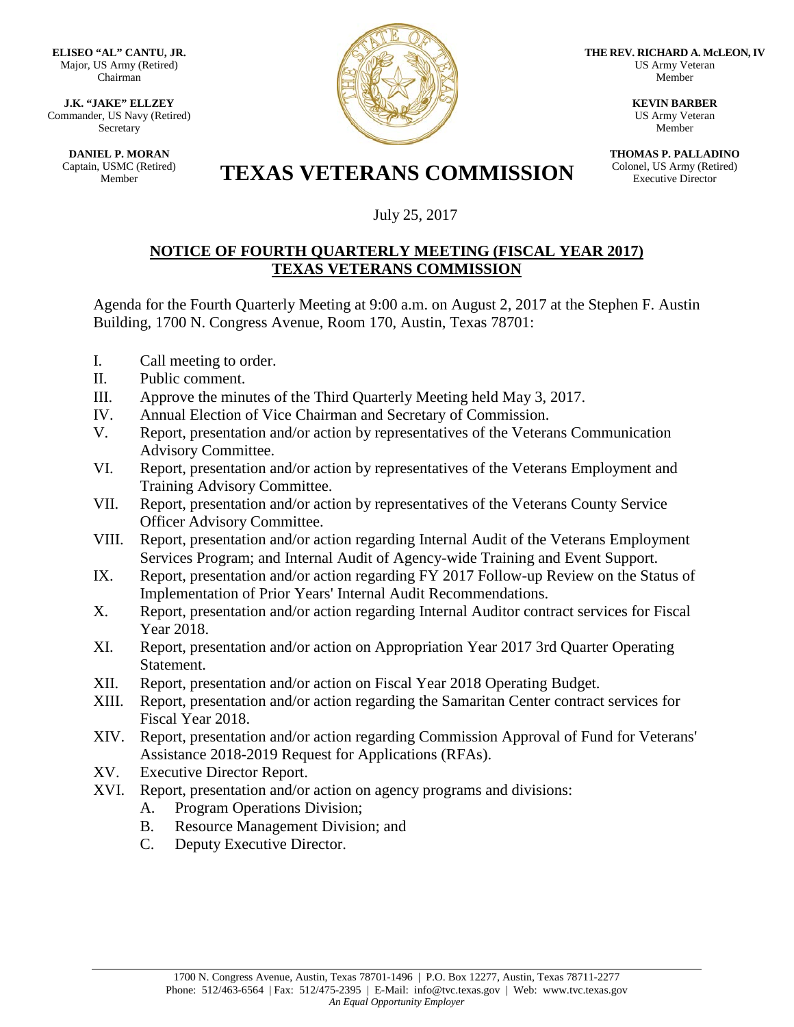**ELISEO "AL" CANTU, JR.**
Major, US Army (Retired)
Chairman

**J.K. "JAKE" ELLZEY**
Commander, US Navy (Retired)
Secretary

**DANIEL P. MORAN**
Captain, USMC (Retired)
Member

**THE REV. RICHARD A. McLEON, IV**
US Army Veteran
Member

**KEVIN BARBER**
US Army Veteran
Member

**THOMAS P. PALLADINO**
Colonel, US Army (Retired)
Executive Director

# TEXAS VETERANS COMMISSION

July 25, 2017

## NOTICE OF FOURTH QUARTERLY MEETING (FISCAL YEAR 2017) TEXAS VETERANS COMMISSION

Agenda for the Fourth Quarterly Meeting at 9:00 a.m. on August 2, 2017 at the Stephen F. Austin Building, 1700 N. Congress Avenue, Room 170, Austin, Texas 78701:

I. Call meeting to order.
II. Public comment.
III. Approve the minutes of the Third Quarterly Meeting held May 3, 2017.
IV. Annual Election of Vice Chairman and Secretary of Commission.
V. Report, presentation and/or action by representatives of the Veterans Communication Advisory Committee.
VI. Report, presentation and/or action by representatives of the Veterans Employment and Training Advisory Committee.
VII. Report, presentation and/or action by representatives of the Veterans County Service Officer Advisory Committee.
VIII. Report, presentation and/or action regarding Internal Audit of the Veterans Employment Services Program; and Internal Audit of Agency-wide Training and Event Support.
IX. Report, presentation and/or action regarding FY 2017 Follow-up Review on the Status of Implementation of Prior Years' Internal Audit Recommendations.
X. Report, presentation and/or action regarding Internal Auditor contract services for Fiscal Year 2018.
XI. Report, presentation and/or action on Appropriation Year 2017 3rd Quarter Operating Statement.
XII. Report, presentation and/or action on Fiscal Year 2018 Operating Budget.
XIII. Report, presentation and/or action regarding the Samaritan Center contract services for Fiscal Year 2018.
XIV. Report, presentation and/or action regarding Commission Approval of Fund for Veterans' Assistance 2018-2019 Request for Applications (RFAs).
XV. Executive Director Report.
XVI. Report, presentation and/or action on agency programs and divisions:
   A. Program Operations Division;
   B. Resource Management Division; and
   C. Deputy Executive Director.

1700 N. Congress Avenue, Austin, Texas 78701-1496 | P.O. Box 12277, Austin, Texas 78711-2277
Phone: 512/463-6564 | Fax: 512/475-2395 | E-Mail: info@tvc.texas.gov | Web: www.tvc.texas.gov
*An Equal Opportunity Employer*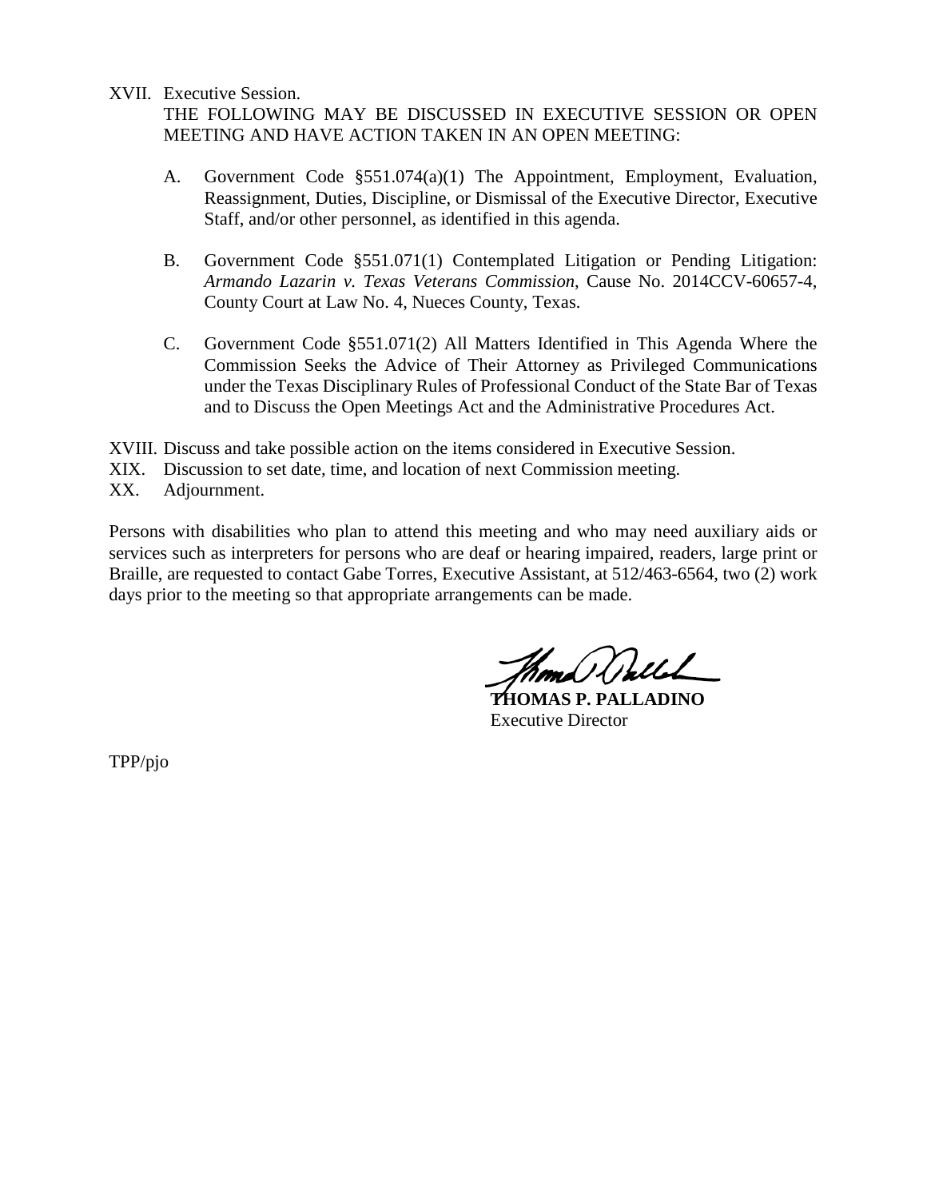XVII. Executive Session.
THE FOLLOWING MAY BE DISCUSSED IN EXECUTIVE SESSION OR OPEN MEETING AND HAVE ACTION TAKEN IN AN OPEN MEETING:

A. Government Code §551.074(a)(1) The Appointment, Employment, Evaluation, Reassignment, Duties, Discipline, or Dismissal of the Executive Director, Executive Staff, and/or other personnel, as identified in this agenda.

B. Government Code §551.071(1) Contemplated Litigation or Pending Litigation: *Armando Lazarin v. Texas Veterans Commission*, Cause No. 2014CCV-60657-4, County Court at Law No. 4, Nueces County, Texas.

C. Government Code §551.071(2) All Matters Identified in This Agenda Where the Commission Seeks the Advice of Their Attorney as Privileged Communications under the Texas Disciplinary Rules of Professional Conduct of the State Bar of Texas and to Discuss the Open Meetings Act and the Administrative Procedures Act.

XVIII. Discuss and take possible action on the items considered in Executive Session.
XIX. Discussion to set date, time, and location of next Commission meeting.
XX. Adjournment.

Persons with disabilities who plan to attend this meeting and who may need auxiliary aids or services such as interpreters for persons who are deaf or hearing impaired, readers, large print or Braille, are requested to contact Gabe Torres, Executive Assistant, at 512/463-6564, two (2) work days prior to the meeting so that appropriate arrangements can be made.

**THOMAS P. PALLADINO**
Executive Director

TPP/pjo